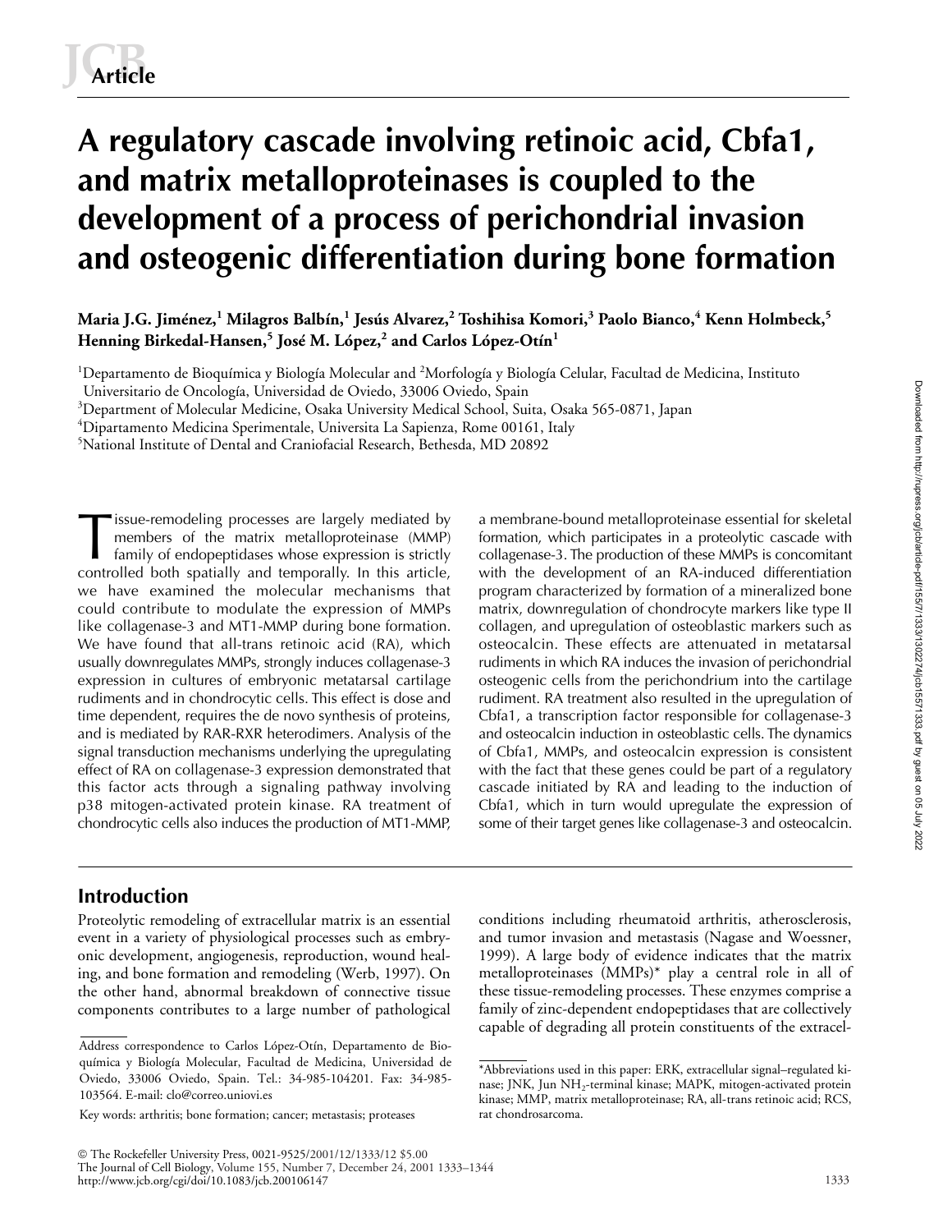# A regulatory cascade involving retinoic acid, Cbfa1, and matrix metalloproteinases is coupled to the development of a process of perichondrial invasion and osteogenic differentiation during bone formation

**Maria J.G. Jiménez,[1] Milagros Balbín,[1] Jesús Alvarez,[2] Toshihisa Komori,[3] Paolo Bianco,[4] Kenn Holmbeck,[5] Henning Birkedal-Hansen,[5] José M. López,[2] and Carlos López-Otín[1]**

[1]Departamento de Bioquímica y Biología Molecular and [2]Morfología y Biología Celular, Facultad de Medicina, Instituto Universitario de Oncología, Universidad de Oviedo, 33006 Oviedo, Spain
[3]Department of Molecular Medicine, Osaka University Medical School, Suita, Osaka 565-0871, Japan
[4]Dipartamento Medicina Sperimentale, Universita La Sapienza, Rome 00161, Italy
[5]National Institute of Dental and Craniofacial Research, Bethesda, MD 20892

Tissue-remodeling processes are largely mediated by members of the matrix metalloproteinase (MMP) family of endopeptidases whose expression is strictly controlled both spatially and temporally. In this article, we have examined the molecular mechanisms that could contribute to modulate the expression of MMPs like collagenase-3 and MT1-MMP during bone formation. We have found that all-trans retinoic acid (RA), which usually downregulates MMPs, strongly induces collagenase-3 expression in cultures of embryonic metatarsal cartilage rudiments and in chondrocytic cells. This effect is dose and time dependent, requires the de novo synthesis of proteins, and is mediated by RAR-RXR heterodimers. Analysis of the signal transduction mechanisms underlying the upregulating effect of RA on collagenase-3 expression demonstrated that this factor acts through a signaling pathway involving p38 mitogen-activated protein kinase. RA treatment of chondrocytic cells also induces the production of MT1-MMP, a membrane-bound metalloproteinase essential for skeletal formation, which participates in a proteolytic cascade with collagenase-3. The production of these MMPs is concomitant with the development of an RA-induced differentiation program characterized by formation of a mineralized bone matrix, downregulation of chondrocyte markers like type II collagen, and upregulation of osteoblastic markers such as osteocalcin. These effects are attenuated in metatarsal rudiments in which RA induces the invasion of perichondrial osteogenic cells from the perichondrium into the cartilage rudiment. RA treatment also resulted in the upregulation of Cbfa1, a transcription factor responsible for collagenase-3 and osteocalcin induction in osteoblastic cells. The dynamics of Cbfa1, MMPs, and osteocalcin expression is consistent with the fact that these genes could be part of a regulatory cascade initiated by RA and leading to the induction of Cbfa1, which in turn would upregulate the expression of some of their target genes like collagenase-3 and osteocalcin.

## Introduction

Proteolytic remodeling of extracellular matrix is an essential event in a variety of physiological processes such as embryonic development, angiogenesis, reproduction, wound healing, and bone formation and remodeling (Werb, 1997). On the other hand, abnormal breakdown of connective tissue components contributes to a large number of pathological conditions including rheumatoid arthritis, atherosclerosis, and tumor invasion and metastasis (Nagase and Woessner, 1999). A large body of evidence indicates that the matrix metalloproteinases (MMPs)* play a central role in all of these tissue-remodeling processes. These enzymes comprise a family of zinc-dependent endopeptidases that are collectively capable of degrading all protein constituents of the extracel-

Address correspondence to Carlos López-Otín, Departamento de Bioquímica y Biología Molecular, Facultad de Medicina, Universidad de Oviedo, 33006 Oviedo, Spain. Tel.: 34-985-104201. Fax: 34-985-103564. E-mail: clo@correo.uniovi.es

Key words: arthritis; bone formation; cancer; metastasis; proteases

*Abbreviations used in this paper: ERK, extracellular signal–regulated kinase; JNK, Jun $NH_2$-terminal kinase; MAPK, mitogen-activated protein kinase; MMP, matrix metalloproteinase; RA, all-trans retinoic acid; RCS, rat chondrosarcoma.

© The Rockefeller University Press, 0021-9525/2001/12/1333/12 $5.00
http://www.jcb.org/cgi/doi/10.1083/jcb.200106147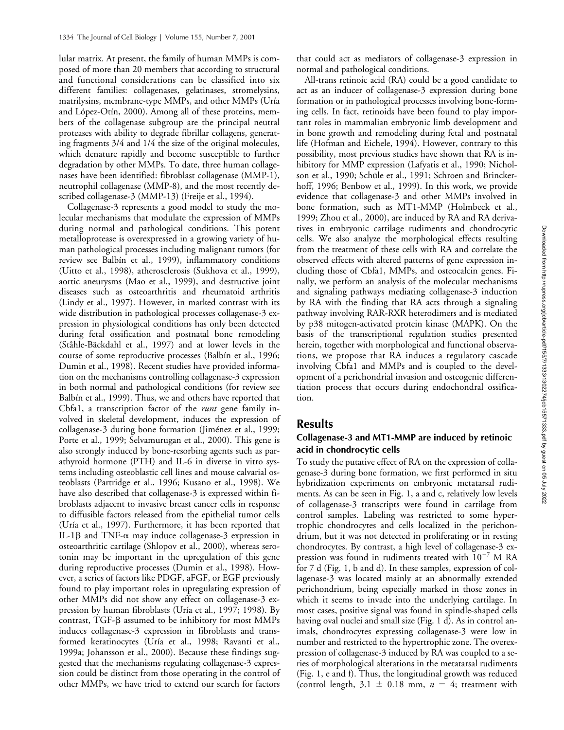lular matrix. At present, the family of human MMPs is composed of more than 20 members that according to structural and functional considerations can be classified into six different families: collagenases, gelatinases, stromelysins, matrilysins, membrane-type MMPs, and other MMPs (Uría and López-Otín, 2000). Among all of these proteins, members of the collagenase subgroup are the principal neutral proteases with ability to degrade fibrillar collagens, generating fragments 3/4 and 1/4 the size of the original molecules, which denature rapidly and become susceptible to further degradation by other MMPs. To date, three human collagenases have been identified: fibroblast collagenase (MMP-1), neutrophil collagenase (MMP-8), and the most recently described collagenase-3 (MMP-13) (Freije et al., 1994).

Collagenase-3 represents a good model to study the molecular mechanisms that modulate the expression of MMPs during normal and pathological conditions. This potent metalloprotease is overexpressed in a growing variety of human pathological processes including malignant tumors (for review see Balbín et al., 1999), inflammatory conditions (Uitto et al., 1998), atherosclerosis (Sukhova et al., 1999), aortic aneurysms (Mao et al., 1999), and destructive joint diseases such as osteoarthritis and rheumatoid arthritis (Lindy et al., 1997). However, in marked contrast with its wide distribution in pathological processes collagenase-3 expression in physiological conditions has only been detected during fetal ossification and postnatal bone remodeling (Ståhle-Bäckdahl et al., 1997) and at lower levels in the course of some reproductive processes (Balbín et al., 1996; Dumin et al., 1998). Recent studies have provided information on the mechanisms controlling collagenase-3 expression in both normal and pathological conditions (for review see Balbín et al., 1999). Thus, we and others have reported that Cbfa1, a transcription factor of the *runt* gene family involved in skeletal development, induces the expression of collagenase-3 during bone formation (Jiménez et al., 1999; Porte et al., 1999; Selvamurugan et al., 2000). This gene is also strongly induced by bone-resorbing agents such as parathyroid hormone (PTH) and IL-6 in diverse in vitro systems including osteoblastic cell lines and mouse calvarial osteoblasts (Partridge et al., 1996; Kusano et al., 1998). We have also described that collagenase-3 is expressed within fibroblasts adjacent to invasive breast cancer cells in response to diffusible factors released from the epithelial tumor cells (Uría et al., 1997). Furthermore, it has been reported that IL-1β and TNF-α may induce collagenase-3 expression in osteoarthritic cartilage (Shlopov et al., 2000), whereas serotonin may be important in the upregulation of this gene during reproductive processes (Dumin et al., 1998). However, a series of factors like PDGF, aFGF, or EGF previously found to play important roles in upregulating expression of other MMPs did not show any effect on collagenase-3 expression by human fibroblasts (Uría et al., 1997; 1998). By contrast, TGF-β assumed to be inhibitory for most MMPs induces collagenase-3 expression in fibroblasts and transformed keratinocytes (Uría et al., 1998; Ravanti et al., 1999a; Johansson et al., 2000). Because these findings suggested that the mechanisms regulating collagenase-3 expression could be distinct from those operating in the control of other MMPs, we have tried to extend our search for factors that could act as mediators of collagenase-3 expression in normal and pathological conditions.

All-trans retinoic acid (RA) could be a good candidate to act as an inducer of collagenase-3 expression during bone formation or in pathological processes involving bone-forming cells. In fact, retinoids have been found to play important roles in mammalian embryonic limb development and in bone growth and remodeling during fetal and postnatal life (Hofman and Eichele, 1994). However, contrary to this possibility, most previous studies have shown that RA is inhibitory for MMP expression (Lafyatis et al., 1990; Nicholson et al., 1990; Schüle et al., 1991; Schroen and Brinckerhoff, 1996; Benbow et al., 1999). In this work, we provide evidence that collagenase-3 and other MMPs involved in bone formation, such as MT1-MMP (Holmbeck et al., 1999; Zhou et al., 2000), are induced by RA and RA derivatives in embryonic cartilage rudiments and chondrocytic cells. We also analyze the morphological effects resulting from the treatment of these cells with RA and correlate the observed effects with altered patterns of gene expression including those of Cbfa1, MMPs, and osteocalcin genes. Finally, we perform an analysis of the molecular mechanisms and signaling pathways mediating collagenase-3 induction by RA with the finding that RA acts through a signaling pathway involving RAR-RXR heterodimers and is mediated by p38 mitogen-activated protein kinase (MAPK). On the basis of the transcriptional regulation studies presented herein, together with morphological and functional observations, we propose that RA induces a regulatory cascade involving Cbfa1 and MMPs and is coupled to the development of a perichondrial invasion and osteogenic differentiation process that occurs during endochondral ossification.

## Results

### Collagenase-3 and MT1-MMP are induced by retinoic acid in chondrocytic cells

To study the putative effect of RA on the expression of collagenase-3 during bone formation, we first performed in situ hybridization experiments on embryonic metatarsal rudiments. As can be seen in Fig. 1, a and c, relatively low levels of collagenase-3 transcripts were found in cartilage from control samples. Labeling was restricted to some hypertrophic chondrocytes and cells localized in the perichondrium, but it was not detected in proliferating or in resting chondrocytes. By contrast, a high level of collagenase-3 expression was found in rudiments treated with $10^{-7}$ M RA for 7 d (Fig. 1, b and d). In these samples, expression of collagenase-3 was located mainly at an abnormally extended perichondrium, being especially marked in those zones in which it seems to invade into the underlying cartilage. In most cases, positive signal was found in spindle-shaped cells having oval nuclei and small size (Fig. 1 d). As in control animals, chondrocytes expressing collagenase-3 were low in number and restricted to the hypertrophic zone. The overexpression of collagenase-3 induced by RA was coupled to a series of morphological alterations in the metatarsal rudiments (Fig. 1, e and f). Thus, the longitudinal growth was reduced (control length, $3.1 \pm 0.18$ mm, $n = 4$; treatment with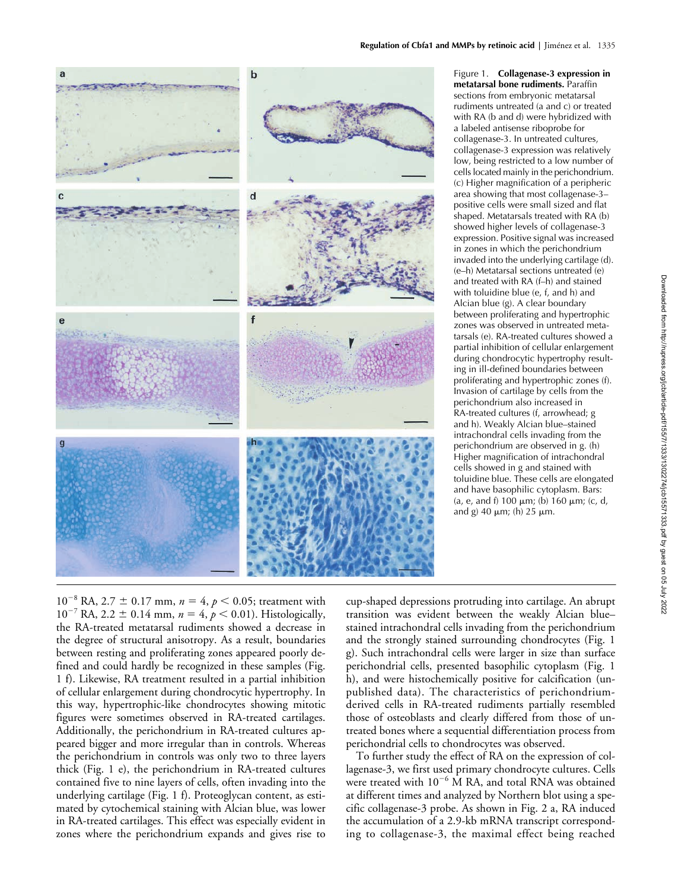Figure 1. **Collagenase-3 expression in metatarsal bone rudiments.** Paraffin sections from embryonic metatarsal rudiments untreated (a and c) or treated with RA (b and d) were hybridized with a labeled antisense riboprobe for collagenase-3. In untreated cultures, collagenase-3 expression was relatively low, being restricted to a low number of cells located mainly in the perichondrium. (c) Higher magnification of a peripheric area showing that most collagenase-3–positive cells were small sized and flat shaped. Metatarsals treated with RA (b) showed higher levels of collagenase-3 expression. Positive signal was increased in zones in which the perichondrium invaded into the underlying cartilage (d). (e–h) Metatarsal sections untreated (e) and treated with RA (f–h) and stained with toluidine blue (e, f, and h) and Alcian blue (g). A clear boundary between proliferating and hypertrophic zones was observed in untreated metatarsals (e). RA-treated cultures showed a partial inhibition of cellular enlargement during chondrocytic hypertrophy resulting in ill-defined boundaries between proliferating and hypertrophic zones (f). Invasion of cartilage by cells from the perichondrium also increased in RA-treated cultures (f, arrowhead; g and h). Weakly Alcian blue–stained intrachondral cells invading from the perichondrium are observed in g. (h) Higher magnification of intrachondral cells showed in g and stained with toluidine blue. These cells are elongated and have basophilic cytoplasm. Bars: (a, e, and f) 100 μm; (b) 160 μm; (c, d, and g) 40 μm; (h) 25 μm.

$10^{-8}$ RA, 2.7 ± 0.17 mm, $n = 4$, $p < 0.05$; treatment with $10^{-7}$ RA, 2.2 ± 0.14 mm, $n = 4$, $p < 0.01$). Histologically, the RA-treated metatarsal rudiments showed a decrease in the degree of structural anisotropy. As a result, boundaries between resting and proliferating zones appeared poorly defined and could hardly be recognized in these samples (Fig. 1 f). Likewise, RA treatment resulted in a partial inhibition of cellular enlargement during chondrocytic hypertrophy. In this way, hypertrophic-like chondrocytes showing mitotic figures were sometimes observed in RA-treated cartilages. Additionally, the perichondrium in RA-treated cultures appeared bigger and more irregular than in controls. Whereas the perichondrium in controls was only two to three layers thick (Fig. 1 e), the perichondrium in RA-treated cultures contained five to nine layers of cells, often invading into the underlying cartilage (Fig. 1 f). Proteoglycan content, as estimated by cytochemical staining with Alcian blue, was lower in RA-treated cartilages. This effect was especially evident in zones where the perichondrium expands and gives rise to cup-shaped depressions protruding into cartilage. An abrupt transition was evident between the weakly Alcian blue–stained intrachondral cells invading from the perichondrium and the strongly stained surrounding chondrocytes (Fig. 1 g). Such intrachondral cells were larger in size than surface perichondrial cells, presented basophilic cytoplasm (Fig. 1 h), and were histochemically positive for calcification (unpublished data). The characteristics of perichondrium-derived cells in RA-treated rudiments partially resembled those of osteoblasts and clearly differed from those of untreated bones where a sequential differentiation process from perichondrial cells to chondrocytes was observed.

To further study the effect of RA on the expression of collagenase-3, we first used primary chondrocyte cultures. Cells were treated with $10^{-6}$ M RA, and total RNA was obtained at different times and analyzed by Northern blot using a specific collagenase-3 probe. As shown in Fig. 2 a, RA induced the accumulation of a 2.9-kb mRNA transcript corresponding to collagenase-3, the maximal effect being reached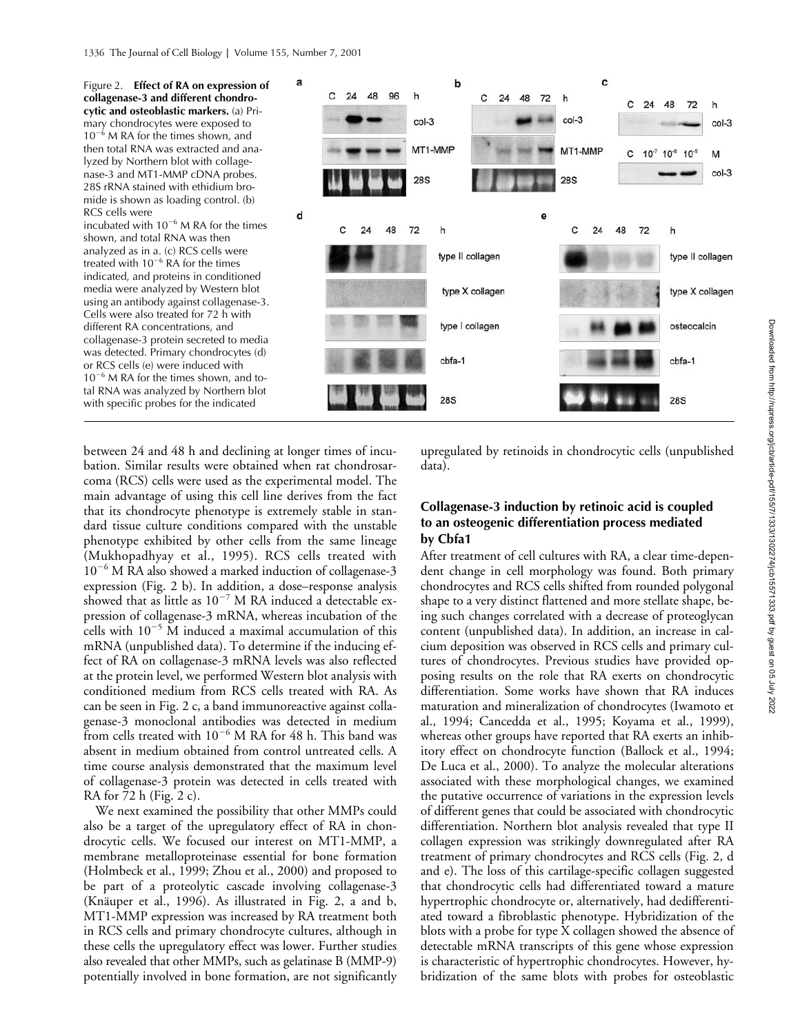Figure 2. **Effect of RA on expression of collagenase-3 and different chondrocytic and osteoblastic markers.** (a) Primary chondrocytes were exposed to $10^{-6}$ M RA for the times shown, and then total RNA was extracted and analyzed by Northern blot with collagenase-3 and MT1-MMP cDNA probes. 28S rRNA stained with ethidium bromide is shown as loading control. (b) RCS cells were incubated with $10^{-6}$ M RA for the times shown, and total RNA was then analyzed as in a. (c) RCS cells were treated with $10^{-6}$ RA for the times indicated, and proteins in conditioned media were analyzed by Western blot using an antibody against collagenase-3. Cells were also treated for 72 h with different RA concentrations, and collagenase-3 protein secreted to media was detected. Primary chondrocytes (d) or RCS cells (e) were induced with $10^{-6}$ M RA for the times shown, and total RNA was analyzed by Northern blot with specific probes for the indicated

between 24 and 48 h and declining at longer times of incubation. Similar results were obtained when rat chondrosarcoma (RCS) cells were used as the experimental model. The main advantage of using this cell line derives from the fact that its chondrocyte phenotype is extremely stable in standard tissue culture conditions compared with the unstable phenotype exhibited by other cells from the same lineage (Mukhopadhyay et al., 1995). RCS cells treated with $10^{-6}$ M RA also showed a marked induction of collagenase-3 expression (Fig. 2 b). In addition, a dose–response analysis showed that as little as $10^{-7}$ M RA induced a detectable expression of collagenase-3 mRNA, whereas incubation of the cells with $10^{-5}$ M induced a maximal accumulation of this mRNA (unpublished data). To determine if the inducing effect of RA on collagenase-3 mRNA levels was also reflected at the protein level, we performed Western blot analysis with conditioned medium from RCS cells treated with RA. As can be seen in Fig. 2 c, a band immunoreactive against collagenase-3 monoclonal antibodies was detected in medium from cells treated with $10^{-6}$ M RA for 48 h. This band was absent in medium obtained from control untreated cells. A time course analysis demonstrated that the maximum level of collagenase-3 protein was detected in cells treated with RA for 72 h (Fig. 2 c).

We next examined the possibility that other MMPs could also be a target of the upregulatory effect of RA in chondrocytic cells. We focused our interest on MT1-MMP, a membrane metalloproteinase essential for bone formation (Holmbeck et al., 1999; Zhou et al., 2000) and proposed to be part of a proteolytic cascade involving collagenase-3 (Knäuper et al., 1996). As illustrated in Fig. 2, a and b, MT1-MMP expression was increased by RA treatment both in RCS cells and primary chondrocyte cultures, although in these cells the upregulatory effect was lower. Further studies also revealed that other MMPs, such as gelatinase B (MMP-9) potentially involved in bone formation, are not significantly upregulated by retinoids in chondrocytic cells (unpublished data).

### Collagenase-3 induction by retinoic acid is coupled to an osteogenic differentiation process mediated by Cbfa1

After treatment of cell cultures with RA, a clear time-dependent change in cell morphology was found. Both primary chondrocytes and RCS cells shifted from rounded polygonal shape to a very distinct flattened and more stellate shape, being such changes correlated with a decrease of proteoglycan content (unpublished data). In addition, an increase in calcium deposition was observed in RCS cells and primary cultures of chondrocytes. Previous studies have provided opposing results on the role that RA exerts on chondrocytic differentiation. Some works have shown that RA induces maturation and mineralization of chondrocytes (Iwamoto et al., 1994; Cancedda et al., 1995; Koyama et al., 1999), whereas other groups have reported that RA exerts an inhibitory effect on chondrocyte function (Ballock et al., 1994; De Luca et al., 2000). To analyze the molecular alterations associated with these morphological changes, we examined the putative occurrence of variations in the expression levels of different genes that could be associated with chondrocytic differentiation. Northern blot analysis revealed that type II collagen expression was strikingly downregulated after RA treatment of primary chondrocytes and RCS cells (Fig. 2, d and e). The loss of this cartilage-specific collagen suggested that chondrocytic cells had differentiated toward a mature hypertrophic chondrocyte or, alternatively, had dedifferentiated toward a fibroblastic phenotype. Hybridization of the blots with a probe for type X collagen showed the absence of detectable mRNA transcripts of this gene whose expression is characteristic of hypertrophic chondrocytes. However, hybridization of the same blots with probes for osteoblastic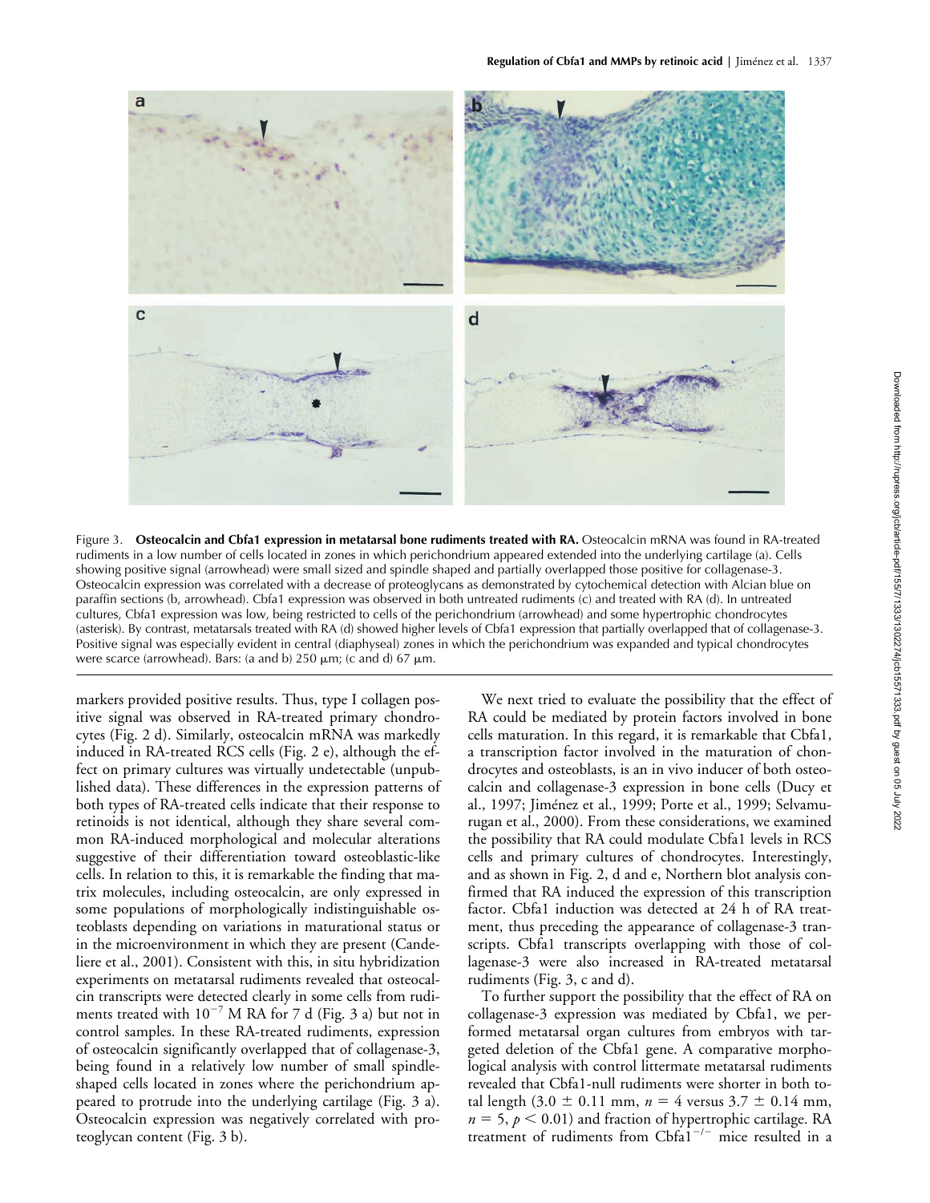Figure 3. **Osteocalcin and Cbfa1 expression in metatarsal bone rudiments treated with RA.** Osteocalcin mRNA was found in RA-treated rudiments in a low number of cells located in zones in which perichondrium appeared extended into the underlying cartilage (a). Cells showing positive signal (arrowhead) were small sized and spindle shaped and partially overlapped those positive for collagenase-3. Osteocalcin expression was correlated with a decrease of proteoglycans as demonstrated by cytochemical detection with Alcian blue on paraffin sections (b, arrowhead). Cbfa1 expression was observed in both untreated rudiments (c) and treated with RA (d). In untreated cultures, Cbfa1 expression was low, being restricted to cells of the perichondrium (arrowhead) and some hypertrophic chondrocytes (asterisk). By contrast, metatarsals treated with RA (d) showed higher levels of Cbfa1 expression that partially overlapped that of collagenase-3. Positive signal was especially evident in central (diaphyseal) zones in which the perichondrium was expanded and typical chondrocytes were scarce (arrowhead). Bars: (a and b) 250 μm; (c and d) 67 μm.

markers provided positive results. Thus, type I collagen positive signal was observed in RA-treated primary chondrocytes (Fig. 2 d). Similarly, osteocalcin mRNA was markedly induced in RA-treated RCS cells (Fig. 2 e), although the effect on primary cultures was virtually undetectable (unpublished data). These differences in the expression patterns of both types of RA-treated cells indicate that their response to retinoids is not identical, although they share several common RA-induced morphological and molecular alterations suggestive of their differentiation toward osteoblastic-like cells. In relation to this, it is remarkable the finding that matrix molecules, including osteocalcin, are only expressed in some populations of morphologically indistinguishable osteoblasts depending on variations in maturational status or in the microenvironment in which they are present (Candeliere et al., 2001). Consistent with this, in situ hybridization experiments on metatarsal rudiments revealed that osteocalcin transcripts were detected clearly in some cells from rudiments treated with $10^{-7}$ M RA for 7 d (Fig. 3 a) but not in control samples. In these RA-treated rudiments, expression of osteocalcin significantly overlapped that of collagenase-3, being found in a relatively low number of small spindle-shaped cells located in zones where the perichondrium appeared to protrude into the underlying cartilage (Fig. 3 a). Osteocalcin expression was negatively correlated with proteoglycan content (Fig. 3 b).

We next tried to evaluate the possibility that the effect of RA could be mediated by protein factors involved in bone cells maturation. In this regard, it is remarkable that Cbfa1, a transcription factor involved in the maturation of chondrocytes and osteoblasts, is an in vivo inducer of both osteocalcin and collagenase-3 expression in bone cells (Ducy et al., 1997; Jiménez et al., 1999; Porte et al., 1999; Selvamurugan et al., 2000). From these considerations, we examined the possibility that RA could modulate Cbfa1 levels in RCS cells and primary cultures of chondrocytes. Interestingly, and as shown in Fig. 2, d and e, Northern blot analysis confirmed that RA induced the expression of this transcription factor. Cbfa1 induction was detected at 24 h of RA treatment, thus preceding the appearance of collagenase-3 transcripts. Cbfa1 transcripts overlapping with those of collagenase-3 were also increased in RA-treated metatarsal rudiments (Fig. 3, c and d).

To further support the possibility that the effect of RA on collagenase-3 expression was mediated by Cbfa1, we performed metatarsal organ cultures from embryos with targeted deletion of the Cbfa1 gene. A comparative morphological analysis with control littermate metatarsal rudiments revealed that Cbfa1-null rudiments were shorter in both total length ($3.0 \pm 0.11$ mm, $n = 4$ versus $3.7 \pm 0.14$ mm, $n = 5$, $p < 0.01$) and fraction of hypertrophic cartilage. RA treatment of rudiments from Cbfa1$^{-/-}$ mice resulted in a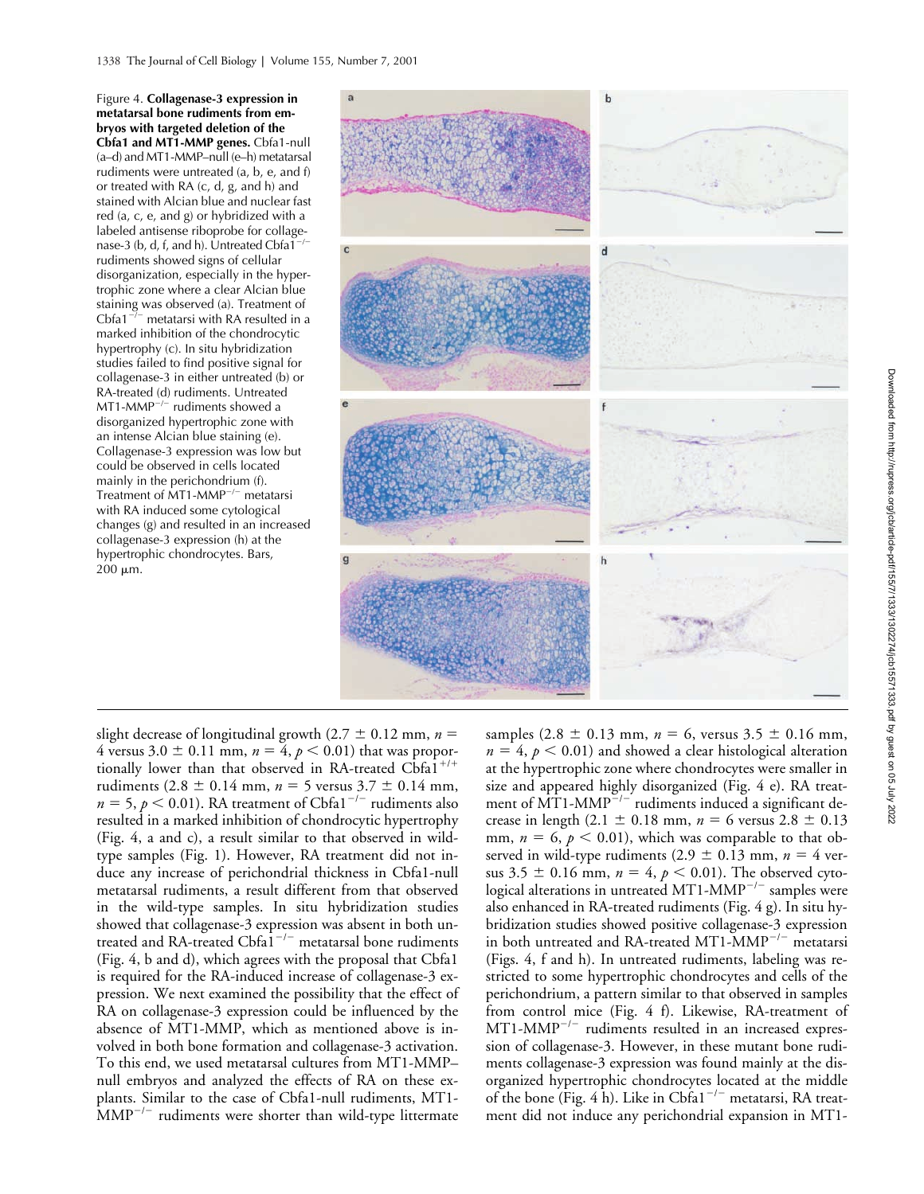Figure 4. **Collagenase-3 expression in metatarsal bone rudiments from embryos with targeted deletion of the Cbfa1 and MT1-MMP genes.** Cbfa1-null (a–d) and MT1-MMP–null (e–h) metatarsal rudiments were untreated (a, b, e, and f) or treated with RA (c, d, g, and h) and stained with Alcian blue and nuclear fast red (a, c, e, and g) or hybridized with a labeled antisense riboprobe for collagenase-3 (b, d, f, and h). Untreated Cbfa1$^{-/-}$ rudiments showed signs of cellular disorganization, especially in the hypertrophic zone where a clear Alcian blue staining was observed (a). Treatment of Cbfa1$^{-/-}$ metatarsi with RA resulted in a marked inhibition of the chondrocytic hypertrophy (c). In situ hybridization studies failed to find positive signal for collagenase-3 in either untreated (b) or RA-treated (d) rudiments. Untreated MT1-MMP$^{-/-}$ rudiments showed a disorganized hypertrophic zone with an intense Alcian blue staining (e). Collagenase-3 expression was low but could be observed in cells located mainly in the perichondrium (f). Treatment of MT1-MMP$^{-/-}$ metatarsi with RA induced some cytological changes (g) and resulted in an increased collagenase-3 expression (h) at the hypertrophic chondrocytes. Bars, 200 μm.

slight decrease of longitudinal growth ($2.7 \pm 0.12$ mm, $n = 4$ versus $3.0 \pm 0.11$ mm, $n = 4$, $p < 0.01$) that was proportionally lower than that observed in RA-treated Cbfa1$^{+/+}$ rudiments ($2.8 \pm 0.14$ mm, $n = 5$ versus $3.7 \pm 0.14$ mm, $n = 5$, $p < 0.01$). RA treatment of Cbfa1$^{-/-}$ rudiments also resulted in a marked inhibition of chondrocytic hypertrophy (Fig. 4, a and c), a result similar to that observed in wild-type samples (Fig. 1). However, RA treatment did not induce any increase of perichondrial thickness in Cbfa1-null metatarsal rudiments, a result different from that observed in the wild-type samples. In situ hybridization studies showed that collagenase-3 expression was absent in both untreated and RA-treated Cbfa1$^{-/-}$ metatarsal bone rudiments (Fig. 4, b and d), which agrees with the proposal that Cbfa1 is required for the RA-induced increase of collagenase-3 expression. We next examined the possibility that the effect of RA on collagenase-3 expression could be influenced by the absence of MT1-MMP, which as mentioned above is involved in both bone formation and collagenase-3 activation. To this end, we used metatarsal cultures from MT1-MMP–null embryos and analyzed the effects of RA on these explants. Similar to the case of Cbfa1-null rudiments, MT1-MMP$^{-/-}$ rudiments were shorter than wild-type littermate samples ($2.8 \pm 0.13$ mm, $n = 6$, versus $3.5 \pm 0.16$ mm, $n = 4$, $p < 0.01$) and showed a clear histological alteration at the hypertrophic zone where chondrocytes were smaller in size and appeared highly disorganized (Fig. 4 e). RA treatment of MT1-MMP$^{-/-}$ rudiments induced a significant decrease in length ($2.1 \pm 0.18$ mm, $n = 6$ versus $2.8 \pm 0.13$ mm, $n = 6$, $p < 0.01$), which was comparable to that observed in wild-type rudiments ($2.9 \pm 0.13$ mm, $n = 4$ versus $3.5 \pm 0.16$ mm, $n = 4$, $p < 0.01$). The observed cytological alterations in untreated MT1-MMP$^{-/-}$ samples were also enhanced in RA-treated rudiments (Fig. 4 g). In situ hybridization studies showed positive collagenase-3 expression in both untreated and RA-treated MT1-MMP$^{-/-}$ metatarsi (Figs. 4, f and h). In untreated rudiments, labeling was restricted to some hypertrophic chondrocytes and cells of the perichondrium, a pattern similar to that observed in samples from control mice (Fig. 4 f). Likewise, RA-treatment of MT1-MMP$^{-/-}$ rudiments resulted in an increased expression of collagenase-3. However, in these mutant bone rudiments collagenase-3 expression was found mainly at the disorganized hypertrophic chondrocytes located at the middle of the bone (Fig. 4 h). Like in Cbfa1$^{-/-}$ metatarsi, RA treatment did not induce any perichondrial expansion in MT1-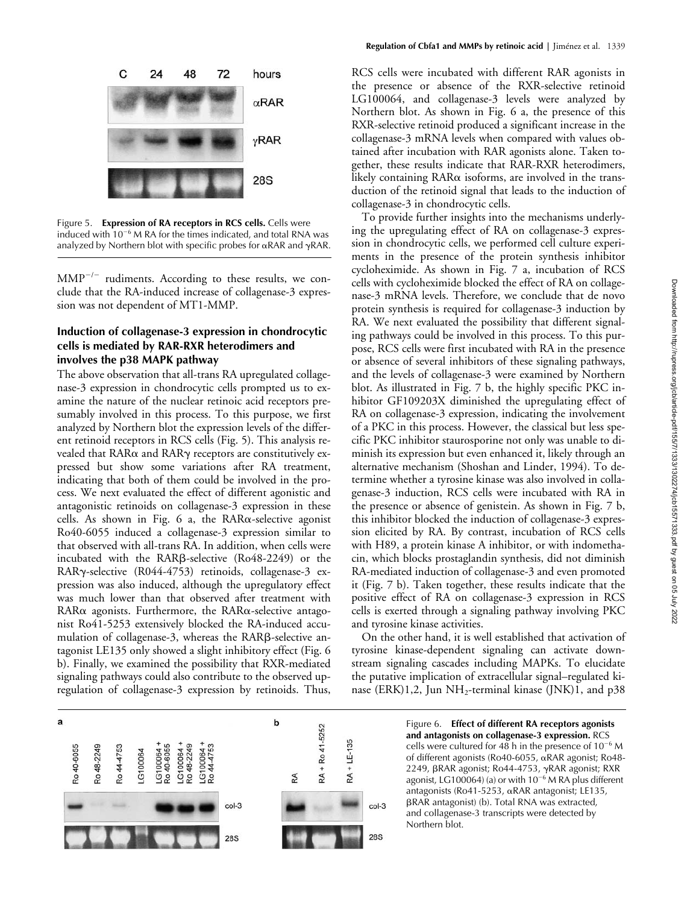Figure 5. **Expression of RA receptors in RCS cells.** Cells were induced with $10^{-6}$ M RA for the times indicated, and total RNA was analyzed by Northern blot with specific probes for αRAR and γRAR.

$MMP^{-/-}$ rudiments. According to these results, we conclude that the RA-induced increase of collagenase-3 expression was not dependent of MT1-MMP.

### Induction of collagenase-3 expression in chondrocytic cells is mediated by RAR-RXR heterodimers and involves the p38 MAPK pathway

The above observation that all-trans RA upregulated collagenase-3 expression in chondrocytic cells prompted us to examine the nature of the nuclear retinoic acid receptors presumably involved in this process. To this purpose, we first analyzed by Northern blot the expression levels of the different retinoid receptors in RCS cells (Fig. 5). This analysis revealed that RARα and RARγ receptors are constitutively expressed but show some variations after RA treatment, indicating that both of them could be involved in the process. We next evaluated the effect of different agonistic and antagonistic retinoids on collagenase-3 expression in these cells. As shown in Fig. 6 a, the RARα-selective agonist Ro40-6055 induced a collagenase-3 expression similar to that observed with all-trans RA. In addition, when cells were incubated with the RARβ-selective (Ro48-2249) or the RARγ-selective (R044-4753) retinoids, collagenase-3 expression was also induced, although the upregulatory effect was much lower than that observed after treatment with RARα agonists. Furthermore, the RARα-selective antagonist Ro41-5253 extensively blocked the RA-induced accumulation of collagenase-3, whereas the RARβ-selective antagonist LE135 only showed a slight inhibitory effect (Fig. 6 b). Finally, we examined the possibility that RXR-mediated signaling pathways could also contribute to the observed upregulation of collagenase-3 expression by retinoids. Thus, RCS cells were incubated with different RAR agonists in the presence or absence of the RXR-selective retinoid LG100064, and collagenase-3 levels were analyzed by Northern blot. As shown in Fig. 6 a, the presence of this RXR-selective retinoid produced a significant increase in the collagenase-3 mRNA levels when compared with values obtained after incubation with RAR agonists alone. Taken together, these results indicate that RAR-RXR heterodimers, likely containing RARα isoforms, are involved in the transduction of the retinoid signal that leads to the induction of collagenase-3 in chondrocytic cells.

To provide further insights into the mechanisms underlying the upregulating effect of RA on collagenase-3 expression in chondrocytic cells, we performed cell culture experiments in the presence of the protein synthesis inhibitor cycloheximide. As shown in Fig. 7 a, incubation of RCS cells with cycloheximide blocked the effect of RA on collagenase-3 mRNA levels. Therefore, we conclude that de novo protein synthesis is required for collagenase-3 induction by RA. We next evaluated the possibility that different signaling pathways could be involved in this process. To this purpose, RCS cells were first incubated with RA in the presence or absence of several inhibitors of these signaling pathways, and the levels of collagenase-3 were examined by Northern blot. As illustrated in Fig. 7 b, the highly specific PKC inhibitor GF109203X diminished the upregulating effect of RA on collagenase-3 expression, indicating the involvement of a PKC in this process. However, the classical but less specific PKC inhibitor staurosporine not only was unable to diminish its expression but even enhanced it, likely through an alternative mechanism (Shoshan and Linder, 1994). To determine whether a tyrosine kinase was also involved in collagenase-3 induction, RCS cells were incubated with RA in the presence or absence of genistein. As shown in Fig. 7 b, this inhibitor blocked the induction of collagenase-3 expression elicited by RA. By contrast, incubation of RCS cells with H89, a protein kinase A inhibitor, or with indomethacin, which blocks prostaglandin synthesis, did not diminish RA-mediated induction of collagenase-3 and even promoted it (Fig. 7 b). Taken together, these results indicate that the positive effect of RA on collagenase-3 expression in RCS cells is exerted through a signaling pathway involving PKC and tyrosine kinase activities.

On the other hand, it is well established that activation of tyrosine kinase-dependent signaling can activate downstream signaling cascades including MAPKs. To elucidate the putative implication of extracellular signal–regulated kinase (ERK)1,2, Jun $NH_2$-terminal kinase (JNK)1, and p38

Figure 6. **Effect of different RA receptors agonists and antagonists on collagenase-3 expression.** RCS cells were cultured for 48 h in the presence of $10^{-6}$ M of different agonists (Ro40-6055, αRAR agonist; Ro48-2249, βRAR agonist; Ro44-4753, γRAR agonist; RXR agonist, LG100064) (a) or with $10^{-6}$ M RA plus different antagonists (Ro41-5253, αRAR antagonist; LE135, βRAR antagonist) (b). Total RNA was extracted, and collagenase-3 transcripts were detected by Northern blot.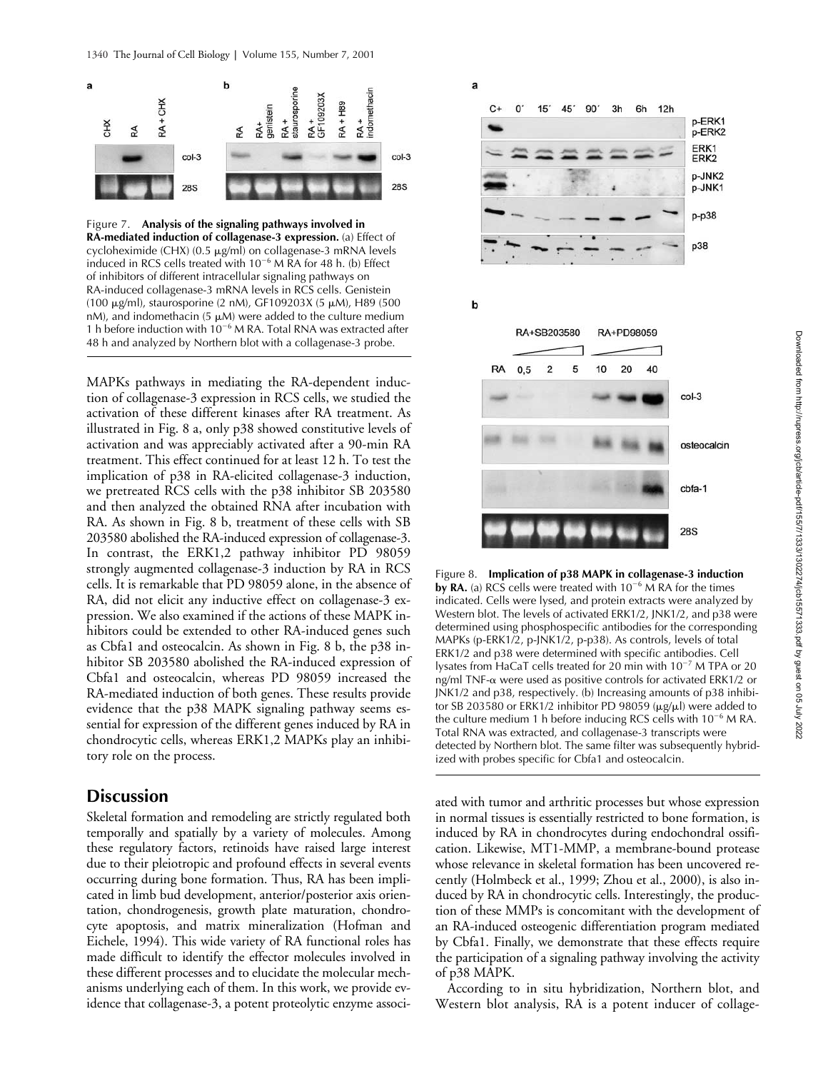Figure 7. **Analysis of the signaling pathways involved in RA-mediated induction of collagenase-3 expression.** (a) Effect of cycloheximide (CHX) (0.5 μg/ml) on collagenase-3 mRNA levels induced in RCS cells treated with $10^{-6}$ M RA for 48 h. (b) Effect of inhibitors of different intracellular signaling pathways on RA-induced collagenase-3 mRNA levels in RCS cells. Genistein (100 μg/ml), staurosporine (2 nM), GF109203X (5 μM), H89 (500 nM), and indomethacin (5 μM) were added to the culture medium 1 h before induction with $10^{-6}$ M RA. Total RNA was extracted after 48 h and analyzed by Northern blot with a collagenase-3 probe.

MAPKs pathways in mediating the RA-dependent induction of collagenase-3 expression in RCS cells, we studied the activation of these different kinases after RA treatment. As illustrated in Fig. 8 a, only p38 showed constitutive levels of activation and was appreciably activated after a 90-min RA treatment. This effect continued for at least 12 h. To test the implication of p38 in RA-elicited collagenase-3 induction, we pretreated RCS cells with the p38 inhibitor SB 203580 and then analyzed the obtained RNA after incubation with RA. As shown in Fig. 8 b, treatment of these cells with SB 203580 abolished the RA-induced expression of collagenase-3. In contrast, the ERK1,2 pathway inhibitor PD 98059 strongly augmented collagenase-3 induction by RA in RCS cells. It is remarkable that PD 98059 alone, in the absence of RA, did not elicit any inductive effect on collagenase-3 expression. We also examined if the actions of these MAPK inhibitors could be extended to other RA-induced genes such as Cbfa1 and osteocalcin. As shown in Fig. 8 b, the p38 inhibitor SB 203580 abolished the RA-induced expression of Cbfa1 and osteocalcin, whereas PD 98059 increased the RA-mediated induction of both genes. These results provide evidence that the p38 MAPK signaling pathway seems essential for expression of the different genes induced by RA in chondrocytic cells, whereas ERK1,2 MAPKs play an inhibitory role on the process.

Figure 8. **Implication of p38 MAPK in collagenase-3 induction by RA.** (a) RCS cells were treated with $10^{-6}$ M RA for the times indicated. Cells were lysed, and protein extracts were analyzed by Western blot. The levels of activated ERK1/2, JNK1/2, and p38 were determined using phosphospecific antibodies for the corresponding MAPKs (p-ERK1/2, p-JNK1/2, p-p38). As controls, levels of total ERK1/2 and p38 were determined with specific antibodies. Cell lysates from HaCaT cells treated for 20 min with $10^{-7}$ M TPA or 20 ng/ml TNF-α were used as positive controls for activated ERK1/2 or JNK1/2 and p38, respectively. (b) Increasing amounts of p38 inhibitor SB 203580 or ERK1/2 inhibitor PD 98059 (μg/μl) were added to the culture medium 1 h before inducing RCS cells with $10^{-6}$ M RA. Total RNA was extracted, and collagenase-3 transcripts were detected by Northern blot. The same filter was subsequently hybridized with probes specific for Cbfa1 and osteocalcin.

## Discussion

Skeletal formation and remodeling are strictly regulated both temporally and spatially by a variety of molecules. Among these regulatory factors, retinoids have raised large interest due to their pleiotropic and profound effects in several events occurring during bone formation. Thus, RA has been implicated in limb bud development, anterior/posterior axis orientation, chondrogenesis, growth plate maturation, chondrocyte apoptosis, and matrix mineralization (Hofman and Eichele, 1994). This wide variety of RA functional roles has made difficult to identify the effector molecules involved in these different processes and to elucidate the molecular mechanisms underlying each of them. In this work, we provide evidence that collagenase-3, a potent proteolytic enzyme associated with tumor and arthritic processes but whose expression in normal tissues is essentially restricted to bone formation, is induced by RA in chondrocytes during endochondral ossification. Likewise, MT1-MMP, a membrane-bound protease whose relevance in skeletal formation has been uncovered recently (Holmbeck et al., 1999; Zhou et al., 2000), is also induced by RA in chondrocytic cells. Interestingly, the production of these MMPs is concomitant with the development of an RA-induced osteogenic differentiation program mediated by Cbfa1. Finally, we demonstrate that these effects require the participation of a signaling pathway involving the activity of p38 MAPK.

According to in situ hybridization, Northern blot, and Western blot analysis, RA is a potent inducer of collage-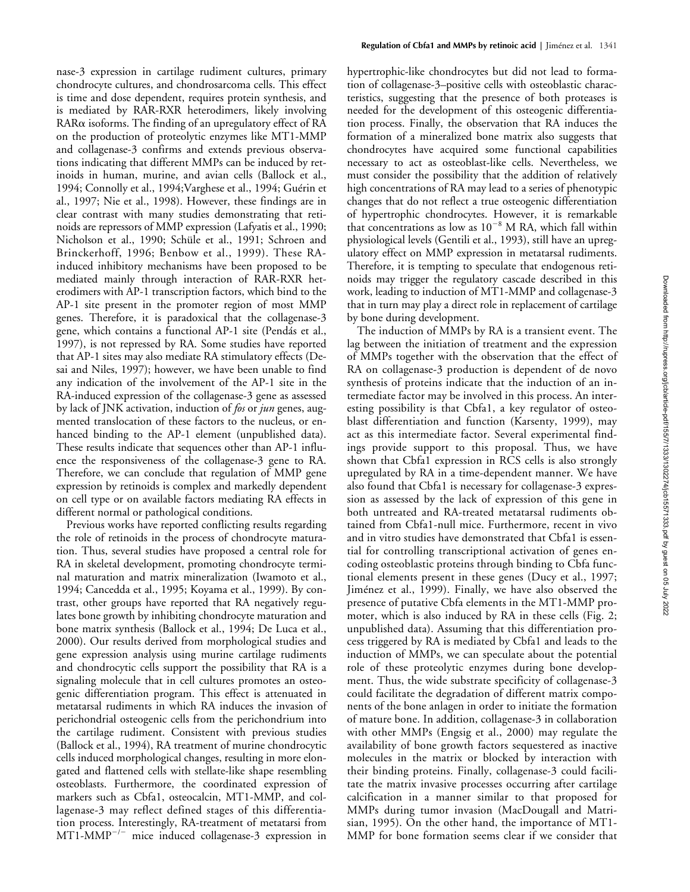nase-3 expression in cartilage rudiment cultures, primary chondrocyte cultures, and chondrosarcoma cells. This effect is time and dose dependent, requires protein synthesis, and is mediated by RAR-RXR heterodimers, likely involving RARα isoforms. The finding of an upregulatory effect of RA on the production of proteolytic enzymes like MT1-MMP and collagenase-3 confirms and extends previous observations indicating that different MMPs can be induced by retinoids in human, murine, and avian cells (Ballock et al., 1994; Connolly et al., 1994;Varghese et al., 1994; Guérin et al., 1997; Nie et al., 1998). However, these findings are in clear contrast with many studies demonstrating that retinoids are repressors of MMP expression (Lafyatis et al., 1990; Nicholson et al., 1990; Schüle et al., 1991; Schroen and Brinckerhoff, 1996; Benbow et al., 1999). These RA-induced inhibitory mechanisms have been proposed to be mediated mainly through interaction of RAR-RXR heterodimers with AP-1 transcription factors, which bind to the AP-1 site present in the promoter region of most MMP genes. Therefore, it is paradoxical that the collagenase-3 gene, which contains a functional AP-1 site (Pendás et al., 1997), is not repressed by RA. Some studies have reported that AP-1 sites may also mediate RA stimulatory effects (Desai and Niles, 1997); however, we have been unable to find any indication of the involvement of the AP-1 site in the RA-induced expression of the collagenase-3 gene as assessed by lack of JNK activation, induction of *fos* or *jun* genes, augmented translocation of these factors to the nucleus, or enhanced binding to the AP-1 element (unpublished data). These results indicate that sequences other than AP-1 influence the responsiveness of the collagenase-3 gene to RA. Therefore, we can conclude that regulation of MMP gene expression by retinoids is complex and markedly dependent on cell type or on available factors mediating RA effects in different normal or pathological conditions.

Previous works have reported conflicting results regarding the role of retinoids in the process of chondrocyte maturation. Thus, several studies have proposed a central role for RA in skeletal development, promoting chondrocyte terminal maturation and matrix mineralization (Iwamoto et al., 1994; Cancedda et al., 1995; Koyama et al., 1999). By contrast, other groups have reported that RA negatively regulates bone growth by inhibiting chondrocyte maturation and bone matrix synthesis (Ballock et al., 1994; De Luca et al., 2000). Our results derived from morphological studies and gene expression analysis using murine cartilage rudiments and chondrocytic cells support the possibility that RA is a signaling molecule that in cell cultures promotes an osteogenic differentiation program. This effect is attenuated in metatarsal rudiments in which RA induces the invasion of perichondrial osteogenic cells from the perichondrium into the cartilage rudiment. Consistent with previous studies (Ballock et al., 1994), RA treatment of murine chondrocytic cells induced morphological changes, resulting in more elongated and flattened cells with stellate-like shape resembling osteoblasts. Furthermore, the coordinated expression of markers such as Cbfa1, osteocalcin, MT1-MMP, and collagenase-3 may reflect defined stages of this differentiation process. Interestingly, RA-treatment of metatarsi from MT1-MMP$^{-/-}$ mice induced collagenase-3 expression in hypertrophic-like chondrocytes but did not lead to formation of collagenase-3–positive cells with osteoblastic characteristics, suggesting that the presence of both proteases is needed for the development of this osteogenic differentiation process. Finally, the observation that RA induces the formation of a mineralized bone matrix also suggests that chondrocytes have acquired some functional capabilities necessary to act as osteoblast-like cells. Nevertheless, we must consider the possibility that the addition of relatively high concentrations of RA may lead to a series of phenotypic changes that do not reflect a true osteogenic differentiation of hypertrophic chondrocytes. However, it is remarkable that concentrations as low as $10^{-8}$ M RA, which fall within physiological levels (Gentili et al., 1993), still have an upregulatory effect on MMP expression in metatarsal rudiments. Therefore, it is tempting to speculate that endogenous retinoids may trigger the regulatory cascade described in this work, leading to induction of MT1-MMP and collagenase-3 that in turn may play a direct role in replacement of cartilage by bone during development.

The induction of MMPs by RA is a transient event. The lag between the initiation of treatment and the expression of MMPs together with the observation that the effect of RA on collagenase-3 production is dependent of de novo synthesis of proteins indicate that the induction of an intermediate factor may be involved in this process. An interesting possibility is that Cbfa1, a key regulator of osteoblast differentiation and function (Karsenty, 1999), may act as this intermediate factor. Several experimental findings provide support to this proposal. Thus, we have shown that Cbfa1 expression in RCS cells is also strongly upregulated by RA in a time-dependent manner. We have also found that Cbfa1 is necessary for collagenase-3 expression as assessed by the lack of expression of this gene in both untreated and RA-treated metatarsal rudiments obtained from Cbfa1-null mice. Furthermore, recent in vivo and in vitro studies have demonstrated that Cbfa1 is essential for controlling transcriptional activation of genes encoding osteoblastic proteins through binding to Cbfa functional elements present in these genes (Ducy et al., 1997; Jiménez et al., 1999). Finally, we have also observed the presence of putative Cbfa elements in the MT1-MMP promoter, which is also induced by RA in these cells (Fig. 2; unpublished data). Assuming that this differentiation process triggered by RA is mediated by Cbfa1 and leads to the induction of MMPs, we can speculate about the potential role of these proteolytic enzymes during bone development. Thus, the wide substrate specificity of collagenase-3 could facilitate the degradation of different matrix components of the bone anlagen in order to initiate the formation of mature bone. In addition, collagenase-3 in collaboration with other MMPs (Engsig et al., 2000) may regulate the availability of bone growth factors sequestered as inactive molecules in the matrix or blocked by interaction with their binding proteins. Finally, collagenase-3 could facilitate the matrix invasive processes occurring after cartilage calcification in a manner similar to that proposed for MMPs during tumor invasion (MacDougall and Matrisian, 1995). On the other hand, the importance of MT1-MMP for bone formation seems clear if we consider that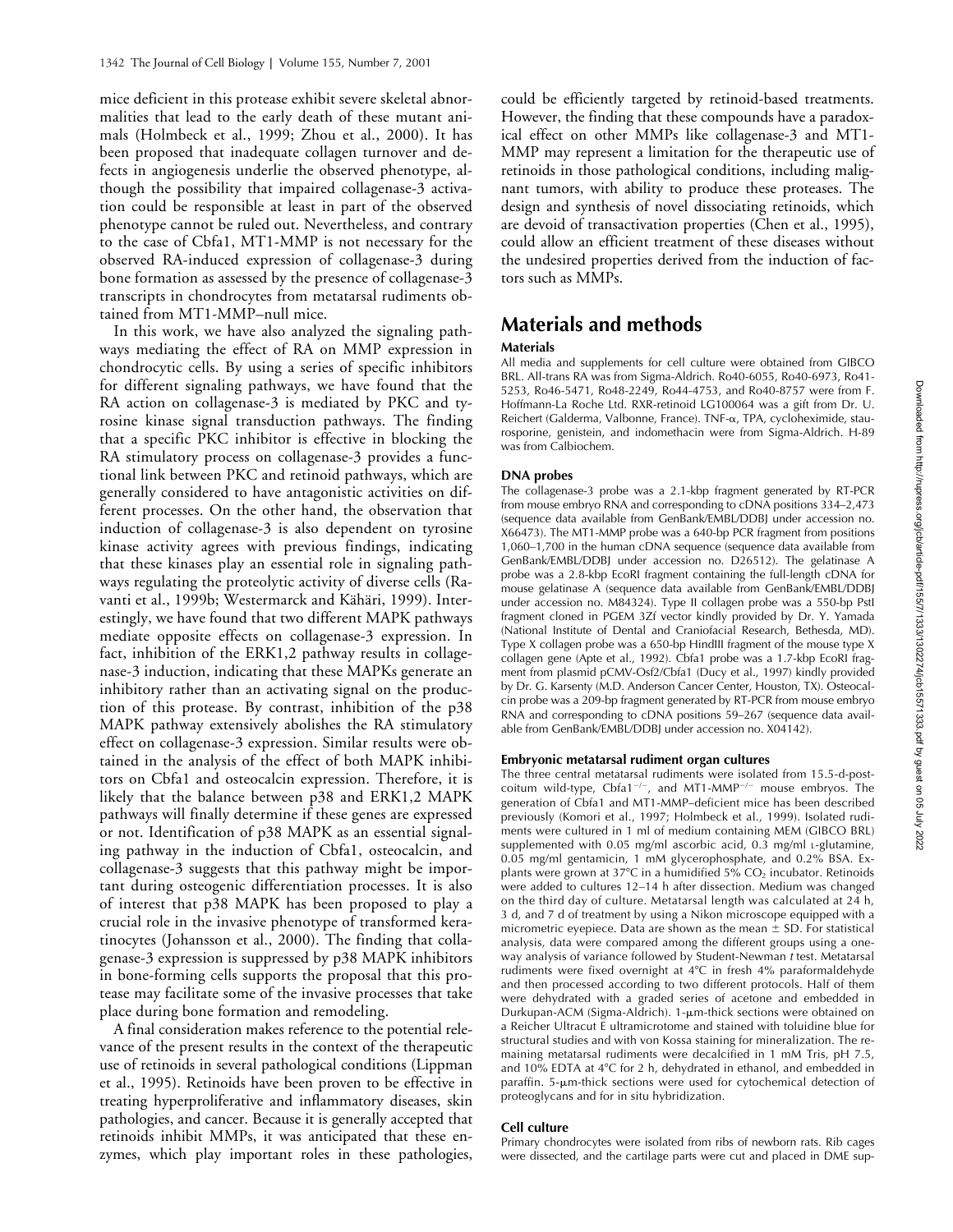mice deficient in this protease exhibit severe skeletal abnormalities that lead to the early death of these mutant animals (Holmbeck et al., 1999; Zhou et al., 2000). It has been proposed that inadequate collagen turnover and defects in angiogenesis underlie the observed phenotype, although the possibility that impaired collagenase-3 activation could be responsible at least in part of the observed phenotype cannot be ruled out. Nevertheless, and contrary to the case of Cbfa1, MT1-MMP is not necessary for the observed RA-induced expression of collagenase-3 during bone formation as assessed by the presence of collagenase-3 transcripts in chondrocytes from metatarsal rudiments obtained from MT1-MMP–null mice.

In this work, we have also analyzed the signaling pathways mediating the effect of RA on MMP expression in chondrocytic cells. By using a series of specific inhibitors for different signaling pathways, we have found that the RA action on collagenase-3 is mediated by PKC and tyrosine kinase signal transduction pathways. The finding that a specific PKC inhibitor is effective in blocking the RA stimulatory process on collagenase-3 provides a functional link between PKC and retinoid pathways, which are generally considered to have antagonistic activities on different processes. On the other hand, the observation that induction of collagenase-3 is also dependent on tyrosine kinase activity agrees with previous findings, indicating that these kinases play an essential role in signaling pathways regulating the proteolytic activity of diverse cells (Ravanti et al., 1999b; Westermarck and Kähäri, 1999). Interestingly, we have found that two different MAPK pathways mediate opposite effects on collagenase-3 expression. In fact, inhibition of the ERK1,2 pathway results in collagenase-3 induction, indicating that these MAPKs generate an inhibitory rather than an activating signal on the production of this protease. By contrast, inhibition of the p38 MAPK pathway extensively abolishes the RA stimulatory effect on collagenase-3 expression. Similar results were obtained in the analysis of the effect of both MAPK inhibitors on Cbfa1 and osteocalcin expression. Therefore, it is likely that the balance between p38 and ERK1,2 MAPK pathways will finally determine if these genes are expressed or not. Identification of p38 MAPK as an essential signaling pathway in the induction of Cbfa1, osteocalcin, and collagenase-3 suggests that this pathway might be important during osteogenic differentiation processes. It is also of interest that p38 MAPK has been proposed to play a crucial role in the invasive phenotype of transformed keratinocytes (Johansson et al., 2000). The finding that collagenase-3 expression is suppressed by p38 MAPK inhibitors in bone-forming cells supports the proposal that this protease may facilitate some of the invasive processes that take place during bone formation and remodeling.

A final consideration makes reference to the potential relevance of the present results in the context of the therapeutic use of retinoids in several pathological conditions (Lippman et al., 1995). Retinoids have been proven to be effective in treating hyperproliferative and inflammatory diseases, skin pathologies, and cancer. Because it is generally accepted that retinoids inhibit MMPs, it was anticipated that these enzymes, which play important roles in these pathologies, could be efficiently targeted by retinoid-based treatments. However, the finding that these compounds have a paradoxical effect on other MMPs like collagenase-3 and MT1-MMP may represent a limitation for the therapeutic use of retinoids in those pathological conditions, including malignant tumors, with ability to produce these proteases. The design and synthesis of novel dissociating retinoids, which are devoid of transactivation properties (Chen et al., 1995), could allow an efficient treatment of these diseases without the undesired properties derived from the induction of factors such as MMPs.

# Materials and methods

### Materials

All media and supplements for cell culture were obtained from GIBCO BRL. All-trans RA was from Sigma-Aldrich. Ro40-6055, Ro40-6973, Ro41-5253, Ro46-5471, Ro48-2249, Ro44-4753, and Ro40-8757 were from F. Hoffmann-La Roche Ltd. RXR-retinoid LG100064 was a gift from Dr. U. Reichert (Galderma, Valbonne, France). TNF-α, TPA, cycloheximide, staurosporine, genistein, and indomethacin were from Sigma-Aldrich. H-89 was from Calbiochem.

### DNA probes

The collagenase-3 probe was a 2.1-kbp fragment generated by RT-PCR from mouse embryo RNA and corresponding to cDNA positions 334–2,473 (sequence data available from GenBank/EMBL/DDBJ under accession no. X66473). The MT1-MMP probe was a 640-bp PCR fragment from positions 1,060–1,700 in the human cDNA sequence (sequence data available from GenBank/EMBL/DDBJ under accession no. D26512). The gelatinase A probe was a 2.8-kbp EcoRI fragment containing the full-length cDNA for mouse gelatinase A (sequence data available from GenBank/EMBL/DDBJ under accession no. M84324). Type II collagen probe was a 550-bp PstI fragment cloned in PGEM 3Zf vector kindly provided by Dr. Y. Yamada (National Institute of Dental and Craniofacial Research, Bethesda, MD). Type X collagen probe was a 650-bp HindIII fragment of the mouse type X collagen gene (Apte et al., 1992). Cbfa1 probe was a 1.7-kbp EcoRI fragment from plasmid pCMV-Osf2/Cbfa1 (Ducy et al., 1997) kindly provided by Dr. G. Karsenty (M.D. Anderson Cancer Center, Houston, TX). Osteocalcin probe was a 209-bp fragment generated by RT-PCR from mouse embryo RNA and corresponding to cDNA positions 59–267 (sequence data available from GenBank/EMBL/DDBJ under accession no. X04142).

### Embryonic metatarsal rudiment organ cultures

The three central metatarsal rudiments were isolated from 15.5-d-postcoitum wild-type, Cbfa1$^{-/-}$, and MT1-MMP$^{-/-}$ mouse embryos. The generation of Cbfa1 and MT1-MMP–deficient mice has been described previously (Komori et al., 1997; Holmbeck et al., 1999). Isolated rudiments were cultured in 1 ml of medium containing MEM (GIBCO BRL) supplemented with 0.05 mg/ml ascorbic acid, 0.3 mg/ml L-glutamine, 0.05 mg/ml gentamicin, 1 mM glycerophosphate, and 0.2% BSA. Explants were grown at 37°C in a humidified 5% $CO_2$ incubator. Retinoids were added to cultures 12–14 h after dissection. Medium was changed on the third day of culture. Metatarsal length was calculated at 24 h, 3 d, and 7 d of treatment by using a Nikon microscope equipped with a micrometric eyepiece. Data are shown as the mean ± SD. For statistical analysis, data were compared among the different groups using a one-way analysis of variance followed by Student-Newman *t* test. Metatarsal rudiments were fixed overnight at 4°C in fresh 4% paraformaldehyde and then processed according to two different protocols. Half of them were dehydrated with a graded series of acetone and embedded in Durkupan-ACM (Sigma-Aldrich). 1-μm-thick sections were obtained on a Reicher Ultracut E ultramicrotome and stained with toluidine blue for structural studies and with von Kossa staining for mineralization. The remaining metatarsal rudiments were decalcified in 1 mM Tris, pH 7.5, and 10% EDTA at 4°C for 2 h, dehydrated in ethanol, and embedded in paraffin. 5-μm-thick sections were used for cytochemical detection of proteoglycans and for in situ hybridization.

### Cell culture

Primary chondrocytes were isolated from ribs of newborn rats. Rib cages were dissected, and the cartilage parts were cut and placed in DME sup-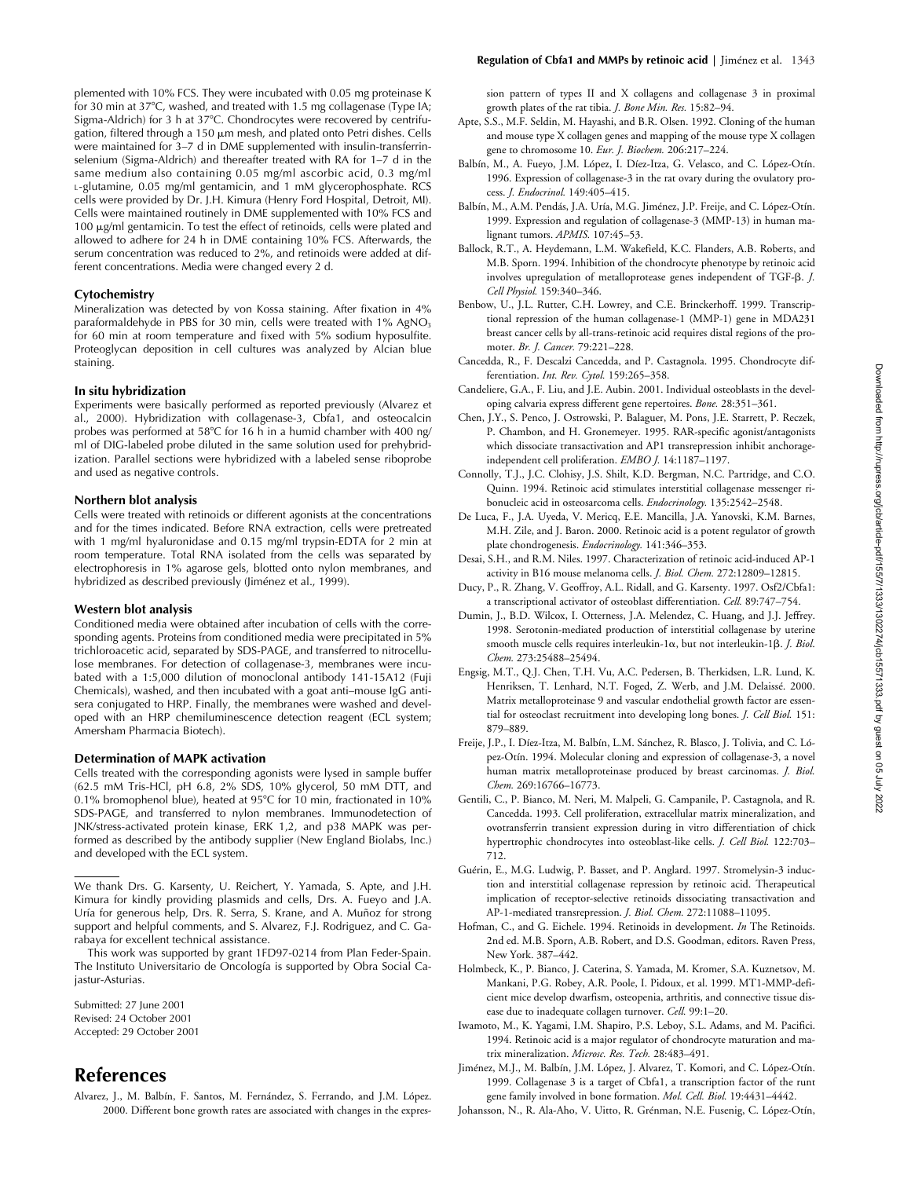plemented with 10% FCS. They were incubated with 0.05 mg proteinase K for 30 min at 37°C, washed, and treated with 1.5 mg collagenase (Type IA; Sigma-Aldrich) for 3 h at 37°C. Chondrocytes were recovered by centrifugation, filtered through a 150 μm mesh, and plated onto Petri dishes. Cells were maintained for 3–7 d in DME supplemented with insulin-transferrin-selenium (Sigma-Aldrich) and thereafter treated with RA for 1–7 d in the same medium also containing 0.05 mg/ml ascorbic acid, 0.3 mg/ml L-glutamine, 0.05 mg/ml gentamicin, and 1 mM glycerophosphate. RCS cells were provided by Dr. J.H. Kimura (Henry Ford Hospital, Detroit, MI). Cells were maintained routinely in DME supplemented with 10% FCS and 100 μg/ml gentamicin. To test the effect of retinoids, cells were plated and allowed to adhere for 24 h in DME containing 10% FCS. Afterwards, the serum concentration was reduced to 2%, and retinoids were added at different concentrations. Media were changed every 2 d.

### Cytochemistry

Mineralization was detected by von Kossa staining. After fixation in 4% paraformaldehyde in PBS for 30 min, cells were treated with 1% $AgNO_3$ for 60 min at room temperature and fixed with 5% sodium hyposulfite. Proteoglycan deposition in cell cultures was analyzed by Alcian blue staining.

### In situ hybridization

Experiments were basically performed as reported previously (Alvarez et al., 2000). Hybridization with collagenase-3, Cbfa1, and osteocalcin probes was performed at 58°C for 16 h in a humid chamber with 400 ng/ml of DIG-labeled probe diluted in the same solution used for prehybridization. Parallel sections were hybridized with a labeled sense riboprobe and used as negative controls.

### Northern blot analysis

Cells were treated with retinoids or different agonists at the concentrations and for the times indicated. Before RNA extraction, cells were pretreated with 1 mg/ml hyaluronidase and 0.15 mg/ml trypsin-EDTA for 2 min at room temperature. Total RNA isolated from the cells was separated by electrophoresis in 1% agarose gels, blotted onto nylon membranes, and hybridized as described previously (Jiménez et al., 1999).

### Western blot analysis

Conditioned media were obtained after incubation of cells with the corresponding agents. Proteins from conditioned media were precipitated in 5% trichloroacetic acid, separated by SDS-PAGE, and transferred to nitrocellulose membranes. For detection of collagenase-3, membranes were incubated with a 1:5,000 dilution of monoclonal antibody 141-15A12 (Fuji Chemicals), washed, and then incubated with a goat anti–mouse IgG antisera conjugated to HRP. Finally, the membranes were washed and developed with an HRP chemiluminescence detection reagent (ECL system; Amersham Pharmacia Biotech).

### Determination of MAPK activation

Cells treated with the corresponding agonists were lysed in sample buffer (62.5 mM Tris-HCl, pH 6.8, 2% SDS, 10% glycerol, 50 mM DTT, and 0.1% bromophenol blue), heated at 95°C for 10 min, fractionated in 10% SDS-PAGE, and transferred to nylon membranes. Immunodetection of JNK/stress-activated protein kinase, ERK 1,2, and p38 MAPK was performed as described by the antibody supplier (New England Biolabs, Inc.) and developed with the ECL system.

---

We thank Drs. G. Karsenty, U. Reichert, Y. Yamada, S. Apte, and J.H. Kimura for kindly providing plasmids and cells, Drs. A. Fueyo and J.A. Uría for generous help, Drs. R. Serra, S. Krane, and A. Muñoz for strong support and helpful comments, and S. Alvarez, F.J. Rodriguez, and C. Garabaya for excellent technical assistance.

This work was supported by grant 1FD97-0214 from Plan Feder-Spain. The Instituto Universitario de Oncología is supported by Obra Social Cajastur-Asturias.

Submitted: 27 June 2001
Revised: 24 October 2001
Accepted: 29 October 2001

# References

Alvarez, J., M. Balbín, F. Santos, M. Fernández, S. Ferrando, and J.M. López. 2000. Different bone growth rates are associated with changes in the expression pattern of types II and X collagens and collagenase 3 in proximal growth plates of the rat tibia. *J. Bone Min. Res.* 15:82–94.

Apte, S.S., M.F. Seldin, M. Hayashi, and B.R. Olsen. 1992. Cloning of the human and mouse type X collagen genes and mapping of the mouse type X collagen gene to chromosome 10. *Eur. J. Biochem.* 206:217–224.

Balbín, M., A. Fueyo, J.M. López, I. Díez-Itza, G. Velasco, and C. López-Otín. 1996. Expression of collagenase-3 in the rat ovary during the ovulatory process. *J. Endocrinol.* 149:405–415.

Balbín, M., A.M. Pendás, J.A. Uría, M.G. Jiménez, J.P. Freije, and C. López-Otín. 1999. Expression and regulation of collagenase-3 (MMP-13) in human malignant tumors. *APMIS.* 107:45–53.

Ballock, R.T., A. Heydemann, L.M. Wakefield, K.C. Flanders, A.B. Roberts, and M.B. Sporn. 1994. Inhibition of the chondrocyte phenotype by retinoic acid involves upregulation of metalloprotease genes independent of TGF-β. *J. Cell Physiol.* 159:340–346.

Benbow, U., J.L. Rutter, C.H. Lowrey, and C.E. Brinckerhoff. 1999. Transcriptional repression of the human collagenase-1 (MMP-1) gene in MDA231 breast cancer cells by all-trans-retinoic acid requires distal regions of the promoter. *Br. J. Cancer.* 79:221–228.

Cancedda, R., F. Descalzi Cancedda, and P. Castagnola. 1995. Chondrocyte differentiation. *Int. Rev. Cytol.* 159:265–358.

Candeliere, G.A., F. Liu, and J.E. Aubin. 2001. Individual osteoblasts in the developing calvaria express different gene repertoires. *Bone.* 28:351–361.

Chen, J.Y., S. Penco, J. Ostrowski, P. Balaguer, M. Pons, J.E. Starrett, P. Reczek, P. Chambon, and H. Gronemeyer. 1995. RAR-specific agonist/antagonists which dissociate transactivation and AP1 transrepression inhibit anchorage-independent cell proliferation. *EMBO J.* 14:1187–1197.

Connolly, T.J., J.C. Clohisy, J.S. Shilt, K.D. Bergman, N.C. Partridge, and C.O. Quinn. 1994. Retinoic acid stimulates interstitial collagenase messenger ribonucleic acid in osteosarcoma cells. *Endocrinology.* 135:2542–2548.

De Luca, F., J.A. Uyeda, V. Mericq, E.E. Mancilla, J.A. Yanovski, K.M. Barnes, M.H. Zile, and J. Baron. 2000. Retinoic acid is a potent regulator of growth plate chondrogenesis. *Endocrinology.* 141:346–353.

Desai, S.H., and R.M. Niles. 1997. Characterization of retinoic acid-induced AP-1 activity in B16 mouse melanoma cells. *J. Biol. Chem.* 272:12809–12815.

Ducy, P., R. Zhang, V. Geoffroy, A.L. Ridall, and G. Karsenty. 1997. Osf2/Cbfa1: a transcriptional activator of osteoblast differentiation. *Cell.* 89:747–754.

Dumin, J., B.D. Wilcox, I. Otterness, J.A. Melendez, C. Huang, and J.J. Jeffrey. 1998. Serotonin-mediated production of interstitial collagenase by uterine smooth muscle cells requires interleukin-1α, but not interleukin-1β. *J. Biol. Chem.* 273:25488–25494.

Engsig, M.T., Q.J. Chen, T.H. Vu, A.C. Pedersen, B. Therkidsen, L.R. Lund, K. Henriksen, T. Lenhard, N.T. Foged, Z. Werb, and J.M. Delaissé. 2000. Matrix metalloproteinase 9 and vascular endothelial growth factor are essential for osteoclast recruitment into developing long bones. *J. Cell Biol.* 151:879–889.

Freije, J.P., I. Díez-Itza, M. Balbín, L.M. Sánchez, R. Blasco, J. Tolivia, and C. López-Otín. 1994. Molecular cloning and expression of collagenase-3, a novel human matrix metalloproteinase produced by breast carcinomas. *J. Biol. Chem.* 269:16766–16773.

Gentili, C., P. Bianco, M. Neri, M. Malpeli, G. Campanile, P. Castagnola, and R. Cancedda. 1993. Cell proliferation, extracellular matrix mineralization, and ovotransferrin transient expression during in vitro differentiation of chick hypertrophic chondrocytes into osteoblast-like cells. *J. Cell Biol.* 122:703–712.

Guérin, E., M.G. Ludwig, P. Basset, and P. Anglard. 1997. Stromelysin-3 induction and interstitial collagenase repression by retinoic acid. Therapeutical implication of receptor-selective retinoids dissociating transactivation and AP-1-mediated transrepression. *J. Biol. Chem.* 272:11088–11095.

Hofman, C., and G. Eichele. 1994. Retinoids in development. *In* The Retinoids. 2nd ed. M.B. Sporn, A.B. Robert, and D.S. Goodman, editors. Raven Press, New York. 387–442.

Holmbeck, K., P. Bianco, J. Caterina, S. Yamada, M. Kromer, S.A. Kuznetsov, M. Mankani, P.G. Robey, A.R. Poole, I. Pidoux, et al. 1999. MT1-MMP-deficient mice develop dwarfism, osteopenia, arthritis, and connective tissue disease due to inadequate collagen turnover. *Cell.* 99:1–20.

Iwamoto, M., K. Yagami, I.M. Shapiro, P.S. Leboy, S.L. Adams, and M. Pacifici. 1994. Retinoic acid is a major regulator of chondrocyte maturation and matrix mineralization. *Microsc. Res. Tech.* 28:483–491.

Jiménez, M.J., M. Balbín, J.M. López, J. Alvarez, T. Komori, and C. López-Otín. 1999. Collagenase 3 is a target of Cbfa1, a transcription factor of the runt gene family involved in bone formation. *Mol. Cell. Biol.* 19:4431–4442.

Johansson, N., R. Ala-Aho, V. Uitto, R. Grénman, N.E. Fusenig, C. López-Otín,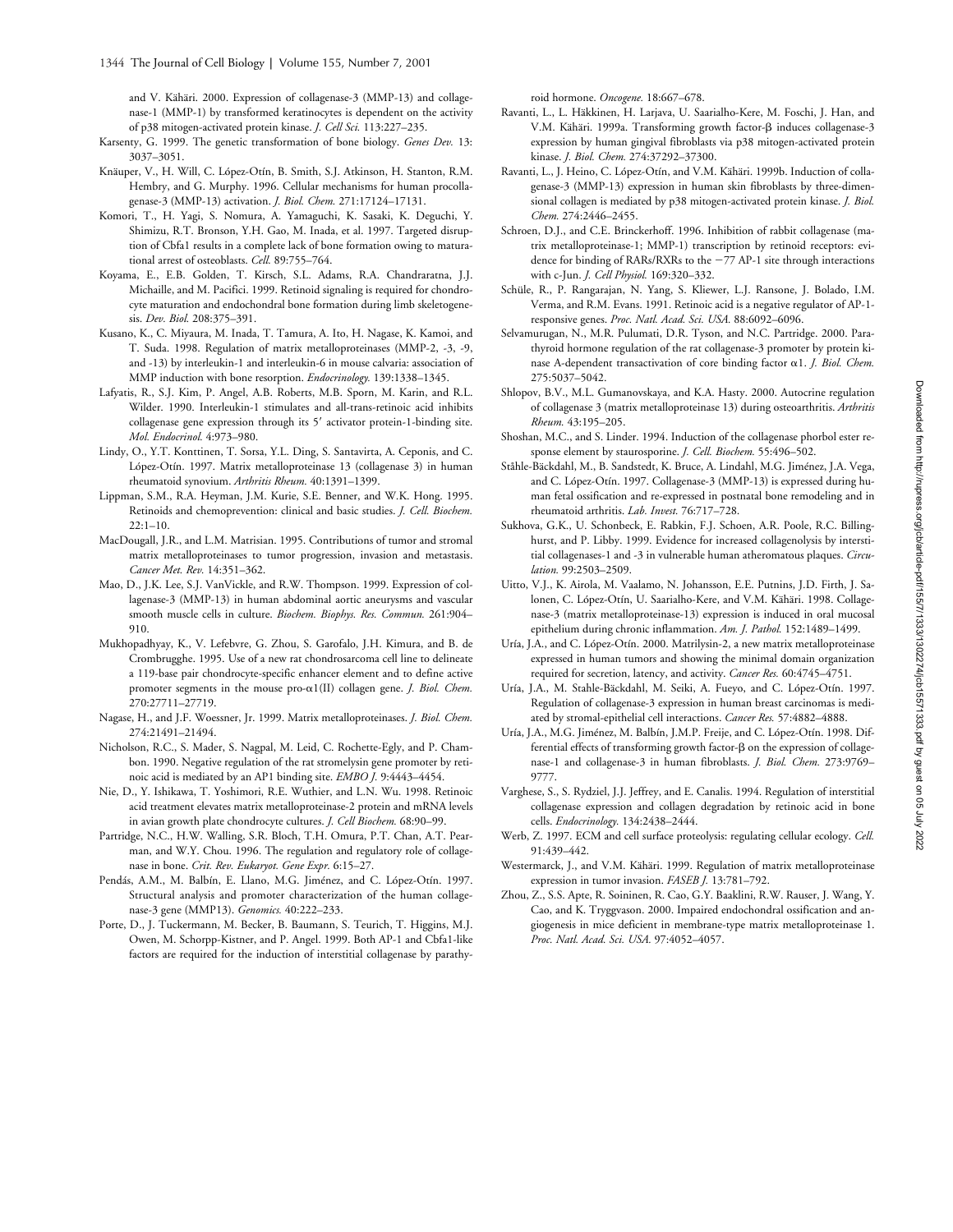and V. Kähäri. 2000. Expression of collagenase-3 (MMP-13) and collagenase-1 (MMP-1) by transformed keratinocytes is dependent on the activity of p38 mitogen-activated protein kinase. *J. Cell Sci.* 113:227–235.

Karsenty, G. 1999. The genetic transformation of bone biology. *Genes Dev.* 13: 3037–3051.

Knäuper, V., H. Will, C. López-Otín, B. Smith, S.J. Atkinson, H. Stanton, R.M. Hembry, and G. Murphy. 1996. Cellular mechanisms for human procollagenase-3 (MMP-13) activation. *J. Biol. Chem.* 271:17124–17131.

Komori, T., H. Yagi, S. Nomura, A. Yamaguchi, K. Sasaki, K. Deguchi, Y. Shimizu, R.T. Bronson, Y.H. Gao, M. Inada, et al. 1997. Targeted disruption of Cbfa1 results in a complete lack of bone formation owing to maturational arrest of osteoblasts. *Cell.* 89:755–764.

Koyama, E., E.B. Golden, T. Kirsch, S.L. Adams, R.A. Chandraratna, J.J. Michaille, and M. Pacifici. 1999. Retinoid signaling is required for chondrocyte maturation and endochondral bone formation during limb skeletogenesis. *Dev. Biol.* 208:375–391.

Kusano, K., C. Miyaura, M. Inada, T. Tamura, A. Ito, H. Nagase, K. Kamoi, and T. Suda. 1998. Regulation of matrix metalloproteinases (MMP-2, -3, -9, and -13) by interleukin-1 and interleukin-6 in mouse calvaria: association of MMP induction with bone resorption. *Endocrinology.* 139:1338–1345.

Lafyatis, R., S.J. Kim, P. Angel, A.B. Roberts, M.B. Sporn, M. Karin, and R.L. Wilder. 1990. Interleukin-1 stimulates and all-trans-retinoic acid inhibits collagenase gene expression through its 5′ activator protein-1-binding site. *Mol. Endocrinol.* 4:973–980.

Lindy, O., Y.T. Konttinen, T. Sorsa, Y.L. Ding, S. Santavirta, A. Ceponis, and C. López-Otín. 1997. Matrix metalloproteinase 13 (collagenase 3) in human rheumatoid synovium. *Arthritis Rheum.* 40:1391–1399.

Lippman, S.M., R.A. Heyman, J.M. Kurie, S.E. Benner, and W.K. Hong. 1995. Retinoids and chemoprevention: clinical and basic studies. *J. Cell. Biochem.* 22:1–10.

MacDougall, J.R., and L.M. Matrisian. 1995. Contributions of tumor and stromal matrix metalloproteinases to tumor progression, invasion and metastasis. *Cancer Met. Rev.* 14:351–362.

Mao, D., J.K. Lee, S.J. VanVickle, and R.W. Thompson. 1999. Expression of collagenase-3 (MMP-13) in human abdominal aortic aneurysms and vascular smooth muscle cells in culture. *Biochem. Biophys. Res. Commun.* 261:904–910.

Mukhopadhyay, K., V. Lefebvre, G. Zhou, S. Garofalo, J.H. Kimura, and B. de Crombrugghe. 1995. Use of a new rat chondrosarcoma cell line to delineate a 119-base pair chondrocyte-specific enhancer element and to define active promoter segments in the mouse pro-α1(II) collagen gene. *J. Biol. Chem.* 270:27711–27719.

Nagase, H., and J.F. Woessner, Jr. 1999. Matrix metalloproteinases. *J. Biol. Chem.* 274:21491–21494.

Nicholson, R.C., S. Mader, S. Nagpal, M. Leid, C. Rochette-Egly, and P. Chambon. 1990. Negative regulation of the rat stromelysin gene promoter by retinoic acid is mediated by an AP1 binding site. *EMBO J.* 9:4443–4454.

Nie, D., Y. Ishikawa, T. Yoshimori, R.E. Wuthier, and L.N. Wu. 1998. Retinoic acid treatment elevates matrix metalloproteinase-2 protein and mRNA levels in avian growth plate chondrocyte cultures. *J. Cell Biochem.* 68:90–99.

Partridge, N.C., H.W. Walling, S.R. Bloch, T.H. Omura, P.T. Chan, A.T. Pearman, and W.Y. Chou. 1996. The regulation and regulatory role of collagenase in bone. *Crit. Rev. Eukaryot. Gene Expr.* 6:15–27.

Pendás, A.M., M. Balbín, E. Llano, M.G. Jiménez, and C. López-Otín. 1997. Structural analysis and promoter characterization of the human collagenase-3 gene (MMP13). *Genomics.* 40:222–233.

Porte, D., J. Tuckermann, M. Becker, B. Baumann, S. Teurich, T. Higgins, M.J. Owen, M. Schorpp-Kistner, and P. Angel. 1999. Both AP-1 and Cbfa1-like factors are required for the induction of interstitial collagenase by parathyroid hormone. *Oncogene.* 18:667–678.

Ravanti, L., L. Häkkinen, H. Larjava, U. Saarialho-Kere, M. Foschi, J. Han, and V.M. Kähäri. 1999a. Transforming growth factor-β induces collagenase-3 expression by human gingival fibroblasts via p38 mitogen-activated protein kinase. *J. Biol. Chem.* 274:37292–37300.

Ravanti, L., J. Heino, C. López-Otín, and V.M. Kähäri. 1999b. Induction of collagenase-3 (MMP-13) expression in human skin fibroblasts by three-dimensional collagen is mediated by p38 mitogen-activated protein kinase. *J. Biol. Chem.* 274:2446–2455.

Schroen, D.J., and C.E. Brinckerhoff. 1996. Inhibition of rabbit collagenase (matrix metalloproteinase-1; MMP-1) transcription by retinoid receptors: evidence for binding of RARs/RXRs to the −77 AP-1 site through interactions with c-Jun. *J. Cell Physiol.* 169:320–332.

Schüle, R., P. Rangarajan, N. Yang, S. Kliewer, L.J. Ransone, J. Bolado, I.M. Verma, and R.M. Evans. 1991. Retinoic acid is a negative regulator of AP-1-responsive genes. *Proc. Natl. Acad. Sci. USA.* 88:6092–6096.

Selvamurugan, N., M.R. Pulumati, D.R. Tyson, and N.C. Partridge. 2000. Parathyroid hormone regulation of the rat collagenase-3 promoter by protein kinase A-dependent transactivation of core binding factor α1. *J. Biol. Chem.* 275:5037–5042.

Shlopov, B.V., M.L. Gumanovskaya, and K.A. Hasty. 2000. Autocrine regulation of collagenase 3 (matrix metalloproteinase 13) during osteoarthritis. *Arthritis Rheum.* 43:195–205.

Shoshan, M.C., and S. Linder. 1994. Induction of the collagenase phorbol ester response element by staurosporine. *J. Cell. Biochem.* 55:496–502.

Ståhle-Bäckdahl, M., B. Sandstedt, K. Bruce, A. Lindahl, M.G. Jiménez, J.A. Vega, and C. López-Otín. 1997. Collagenase-3 (MMP-13) is expressed during human fetal ossification and re-expressed in postnatal bone remodeling and in rheumatoid arthritis. *Lab. Invest.* 76:717–728.

Sukhova, G.K., U. Schonbeck, E. Rabkin, F.J. Schoen, A.R. Poole, R.C. Billinghurst, and P. Libby. 1999. Evidence for increased collagenolysis by interstitial collagenases-1 and -3 in vulnerable human atheromatous plaques. *Circulation.* 99:2503–2509.

Uitto, V.J., K. Airola, M. Vaalamo, N. Johansson, E.E. Putnins, J.D. Firth, J. Salonen, C. López-Otín, U. Saarialho-Kere, and V.M. Kähäri. 1998. Collagenase-3 (matrix metalloproteinase-13) expression is induced in oral mucosal epithelium during chronic inflammation. *Am. J. Pathol.* 152:1489–1499.

Uría, J.A., and C. López-Otín. 2000. Matrilysin-2, a new matrix metalloproteinase expressed in human tumors and showing the minimal domain organization required for secretion, latency, and activity. *Cancer Res.* 60:4745–4751.

Uría, J.A., M. Stahle-Bäckdahl, M. Seiki, A. Fueyo, and C. López-Otín. 1997. Regulation of collagenase-3 expression in human breast carcinomas is mediated by stromal-epithelial cell interactions. *Cancer Res.* 57:4882–4888.

Uría, J.A., M.G. Jiménez, M. Balbín, J.M.P. Freije, and C. López-Otín. 1998. Differential effects of transforming growth factor-β on the expression of collagenase-1 and collagenase-3 in human fibroblasts. *J. Biol. Chem.* 273:9769–9777.

Varghese, S., S. Rydziel, J.J. Jeffrey, and E. Canalis. 1994. Regulation of interstitial collagenase expression and collagen degradation by retinoic acid in bone cells. *Endocrinology.* 134:2438–2444.

Werb, Z. 1997. ECM and cell surface proteolysis: regulating cellular ecology. *Cell.* 91:439–442.

Westermarck, J., and V.M. Kähäri. 1999. Regulation of matrix metalloproteinase expression in tumor invasion. *FASEB J.* 13:781–792.

Zhou, Z., S.S. Apte, R. Soininen, R. Cao, G.Y. Baaklini, R.W. Rauser, J. Wang, Y. Cao, and K. Tryggvason. 2000. Impaired endochondral ossification and angiogenesis in mice deficient in membrane-type matrix metalloproteinase 1. *Proc. Natl. Acad. Sci. USA.* 97:4052–4057.